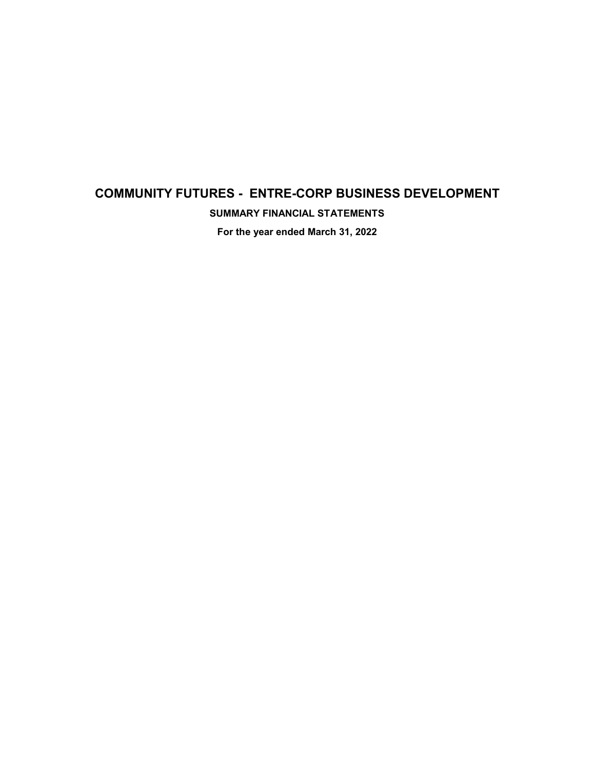# COMMUNITY FUTURES - ENTRE-CORP BUSINESS DEVELOPMENT

## SUMMARY FINANCIAL STATEMENTS

### For the year ended March 31, 2022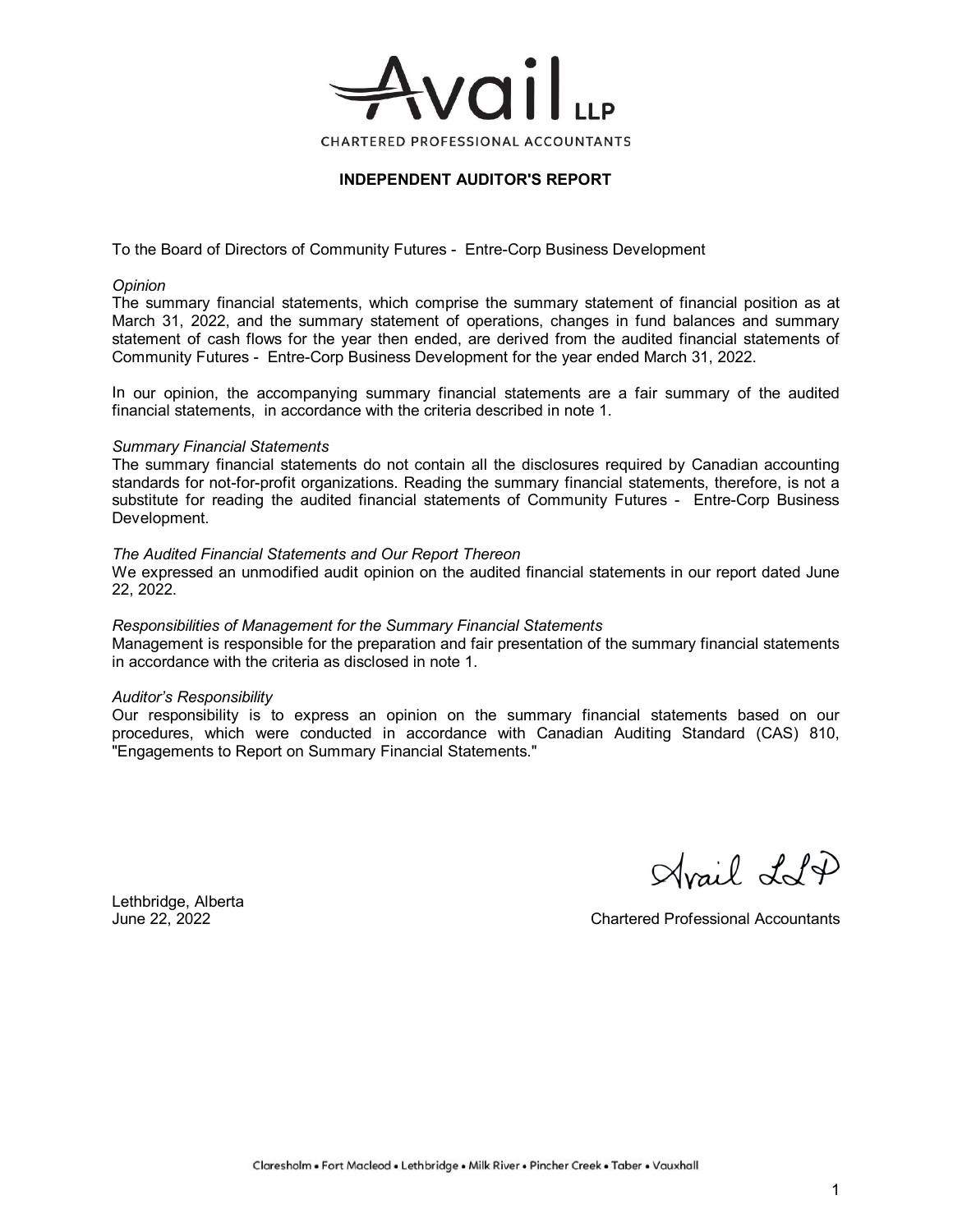Avail LLP

CHARTERED PROFESSIONAL ACCOUNTANTS

## INDEPENDENT AUDITOR'S REPORT

To the Board of Directors of Community Futures - Entre-Corp Business Development

*Opinion*

The summary financial statements, which comprise the summary statement of financial position as at March 31, 2022, and the summary statement of operations, changes in fund balances and summary statement of cash flows for the year then ended, are derived from the audited financial statements of Community Futures - Entre-Corp Business Development for the year ended March 31, 2022.

In our opinion, the accompanying summary financial statements are a fair summary of the audited financial statements, in accordance with the criteria described in note 1.

*Summary Financial Statements*

The summary financial statements do not contain all the disclosures required by Canadian accounting standards for not-for-profit organizations. Reading the summary financial statements, therefore, is not a substitute for reading the audited financial statements of Community Futures - Entre-Corp Business Development.

*The Audited Financial Statements and Our Report Thereon*

We expressed an unmodified audit opinion on the audited financial statements in our report dated June 22, 2022.

*Responsibilities of Management for the Summary Financial Statements*

Management is responsible for the preparation and fair presentation of the summary financial statements in accordance with the criteria as disclosed in note 1.

*Auditor's Responsibility*

Our responsibility is to express an opinion on the summary financial statements based on our procedures, which were conducted in accordance with Canadian Auditing Standard (CAS) 810, "Engagements to Report on Summary Financial Statements."

Avail LLP

Lethbridge, Alberta
June 22, 2022

Chartered Professional Accountants

Claresholm • Fort Macleod • Lethbridge • Milk River • Pincher Creek • Taber • Vauxhall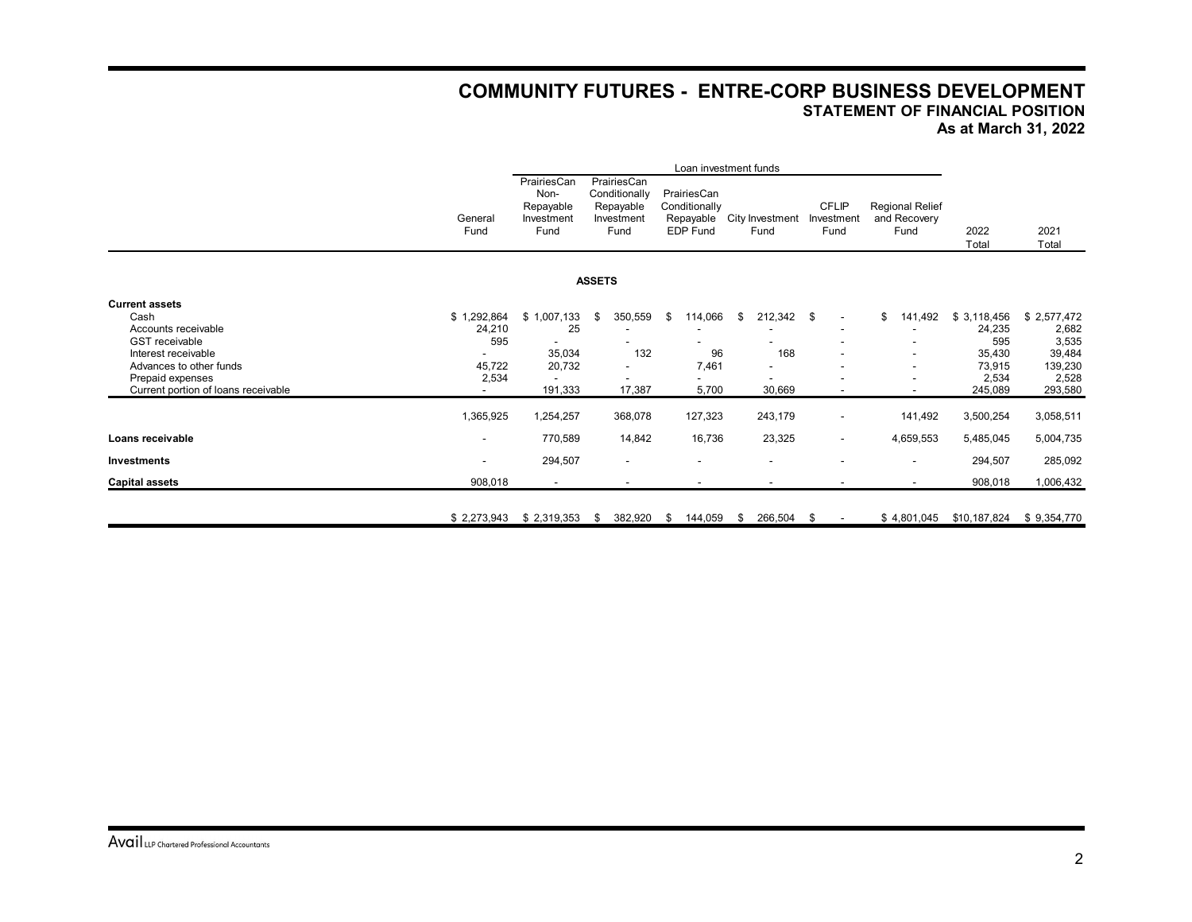# COMMUNITY FUTURES - ENTRE-CORP BUSINESS DEVELOPMENT

## STATEMENT OF FINANCIAL POSITION

### As at March 31, 2022

| | | Loan investment funds | | | | | | | |
|---|---|---|---|---|---|---|---|---|---|
| | General Fund | PrairiesCan Non-Repayable Investment Fund | PrairiesCan Conditionally Repayable Investment Fund | PrairiesCan Conditionally Repayable EDP Fund | City Investment Fund | CFLIP Investment Fund | Regional Relief and Recovery Fund | 2022 Total | 2021 Total |
| **ASSETS** | | | | | | | | | |
| **Current assets** | | | | | | | | | |
| Cash | $ 1,292,864 | $ 1,007,133 | $ 350,559 | $ 114,066 | $ 212,342 | $ - | $ 141,492 | $ 3,118,456 | $ 2,577,472 |
| Accounts receivable | 24,210 | 25 | - | - | - | - | - | 24,235 | 2,682 |
| GST receivable | 595 | - | - | - | - | - | - | 595 | 3,535 |
| Interest receivable | - | 35,034 | 132 | 96 | 168 | - | - | 35,430 | 39,484 |
| Advances to other funds | 45,722 | 20,732 | - | 7,461 | - | - | - | 73,915 | 139,230 |
| Prepaid expenses | 2,534 | - | - | - | - | - | - | 2,534 | 2,528 |
| Current portion of loans receivable | - | 191,333 | 17,387 | 5,700 | 30,669 | - | - | 245,089 | 293,580 |
| | 1,365,925 | 1,254,257 | 368,078 | 127,323 | 243,179 | - | 141,492 | 3,500,254 | 3,058,511 |
| **Loans receivable** | - | 770,589 | 14,842 | 16,736 | 23,325 | - | 4,659,553 | 5,485,045 | 5,004,735 |
| **Investments** | - | 294,507 | - | - | - | - | - | 294,507 | 285,092 |
| **Capital assets** | 908,018 | - | - | - | - | - | - | 908,018 | 1,006,432 |
| | $ 2,273,943 | $ 2,319,353 | $ 382,920 | $ 144,059 | $ 266,504 | $ - | $ 4,801,045 | $10,187,824 | $ 9,354,770 |

Avail LLP Chartered Professional Accountants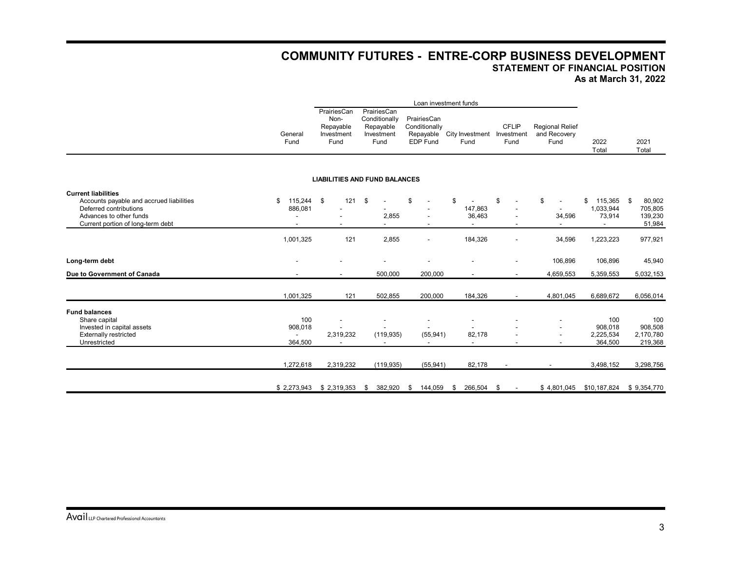# COMMUNITY FUTURES - ENTRE-CORP BUSINESS DEVELOPMENT

## STATEMENT OF FINANCIAL POSITION

### As at March 31, 2022

| | General Fund | Loan investment funds | | | | | | 2022 Total | 2021 Total |
|---|---|---|---|---|---|---|---|---|---|
| | | PrairiesCan Non-Repayable Investment Fund | PrairiesCan Conditionally Repayable Investment Fund | PrairiesCan Conditionally Repayable EDP Fund | City Investment Fund | CFLIP Investment Fund | Regional Relief and Recovery Fund | | |
| **LIABILITIES AND FUND BALANCES** | | | | | | | | | |
| **Current liabilities** | | | | | | | | | |
| Accounts payable and accrued liabilities | $ 115,244 | $ 121 | $ - | $ - | $ - | $ - | $ - | $ 115,365 | $ 80,902 |
| Deferred contributions | 886,081 | - | - | - | 147,863 | - | - | 1,033,944 | 705,805 |
| Advances to other funds | - | - | 2,855 | - | 36,463 | - | 34,596 | 73,914 | 139,230 |
| Current portion of long-term debt | - | - | - | - | - | - | - | - | 51,984 |
| | 1,001,325 | 121 | 2,855 | - | 184,326 | - | 34,596 | 1,223,223 | 977,921 |
| **Long-term debt** | - | - | - | - | - | - | 106,896 | 106,896 | 45,940 |
| **Due to Government of Canada** | - | - | 500,000 | 200,000 | - | - | 4,659,553 | 5,359,553 | 5,032,153 |
| | 1,001,325 | 121 | 502,855 | 200,000 | 184,326 | - | 4,801,045 | 6,689,672 | 6,056,014 |
| **Fund balances** | | | | | | | | | |
| Share capital | 100 | - | - | - | - | - | - | 100 | 100 |
| Invested in capital assets | 908,018 | - | - | - | - | - | - | 908,018 | 908,508 |
| Externally restricted | - | 2,319,232 | (119,935) | (55,941) | 82,178 | - | - | 2,225,534 | 2,170,780 |
| Unrestricted | 364,500 | - | - | - | - | - | - | 364,500 | 219,368 |
| | 1,272,618 | 2,319,232 | (119,935) | (55,941) | 82,178 | - | - | 3,498,152 | 3,298,756 |
| | $ 2,273,943 | $ 2,319,353 | $ 382,920 | $ 144,059 | $ 266,504 | $ - | $ 4,801,045 | $10,187,824 | $ 9,354,770 |

Avail LLP Chartered Professional Accountants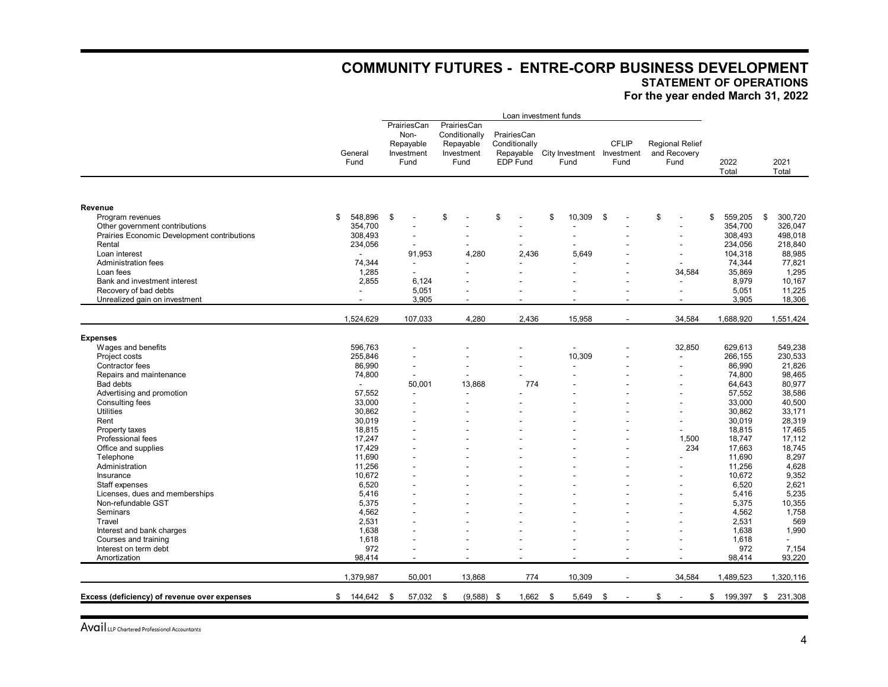# COMMUNITY FUTURES - ENTRE-CORP BUSINESS DEVELOPMENT

## STATEMENT OF OPERATIONS

### For the year ended March 31, 2022

| | General Fund | Loan investment funds | | | | | | 2022 Total | 2021 Total |
|---|---|---|---|---|---|---|---|---|---|
| | | PrairiesCan Non-Repayable Investment Fund | PrairiesCan Conditionally Repayable Investment Fund | PrairiesCan Conditionally Repayable EDP Fund | City Investment Fund | CFLIP Investment Fund | Regional Relief and Recovery Fund | | |
| **Revenue** | | | | | | | | | |
| Program revenues | $ 548,896 | $ - | $ - | $ - | $ 10,309 | $ - | $ - | $ 559,205 | $ 300,720 |
| Other government contributions | 354,700 | - | - | - | - | - | - | 354,700 | 326,047 |
| Prairies Economic Development contributions | 308,493 | - | - | - | - | - | - | 308,493 | 498,018 |
| Rental | 234,056 | - | - | - | - | - | - | 234,056 | 218,840 |
| Loan interest | - | 91,953 | 4,280 | 2,436 | 5,649 | - | - | 104,318 | 88,985 |
| Administration fees | 74,344 | - | - | - | - | - | - | 74,344 | 77,821 |
| Loan fees | 1,285 | - | - | - | - | - | 34,584 | 35,869 | 1,295 |
| Bank and investment interest | 2,855 | 6,124 | - | - | - | - | - | 8,979 | 10,167 |
| Recovery of bad debts | - | 5,051 | - | - | - | - | - | 5,051 | 11,225 |
| Unrealized gain on investment | - | 3,905 | - | - | - | - | - | 3,905 | 18,306 |
| | 1,524,629 | 107,033 | 4,280 | 2,436 | 15,958 | - | 34,584 | 1,688,920 | 1,551,424 |
| **Expenses** | | | | | | | | | |
| Wages and benefits | 596,763 | - | - | - | - | - | 32,850 | 629,613 | 549,238 |
| Project costs | 255,846 | - | - | - | 10,309 | - | - | 266,155 | 230,533 |
| Contractor fees | 86,990 | - | - | - | - | - | - | 86,990 | 21,826 |
| Repairs and maintenance | 74,800 | - | - | - | - | - | - | 74,800 | 98,465 |
| Bad debts | - | 50,001 | 13,868 | 774 | - | - | - | 64,643 | 80,977 |
| Advertising and promotion | 57,552 | - | - | - | - | - | - | 57,552 | 38,586 |
| Consulting fees | 33,000 | - | - | - | - | - | - | 33,000 | 40,500 |
| Utilities | 30,862 | - | - | - | - | - | - | 30,862 | 33,171 |
| Rent | 30,019 | - | - | - | - | - | - | 30,019 | 28,319 |
| Property taxes | 18,815 | - | - | - | - | - | - | 18,815 | 17,465 |
| Professional fees | 17,247 | - | - | - | - | - | 1,500 | 18,747 | 17,112 |
| Office and supplies | 17,429 | - | - | - | - | - | 234 | 17,663 | 18,745 |
| Telephone | 11,690 | - | - | - | - | - | - | 11,690 | 8,297 |
| Administration | 11,256 | - | - | - | - | - | - | 11,256 | 4,628 |
| Insurance | 10,672 | - | - | - | - | - | - | 10,672 | 9,352 |
| Staff expenses | 6,520 | - | - | - | - | - | - | 6,520 | 2,621 |
| Licenses, dues and memberships | 5,416 | - | - | - | - | - | - | 5,416 | 5,235 |
| Non-refundable GST | 5,375 | - | - | - | - | - | - | 5,375 | 10,355 |
| Seminars | 4,562 | - | - | - | - | - | - | 4,562 | 1,758 |
| Travel | 2,531 | - | - | - | - | - | - | 2,531 | 569 |
| Interest and bank charges | 1,638 | - | - | - | - | - | - | 1,638 | 1,990 |
| Courses and training | 1,618 | - | - | - | - | - | - | 1,618 | - |
| Interest on term debt | 972 | - | - | - | - | - | - | 972 | 7,154 |
| Amortization | 98,414 | - | - | - | - | - | - | 98,414 | 93,220 |
| | 1,379,987 | 50,001 | 13,868 | 774 | 10,309 | - | 34,584 | 1,489,523 | 1,320,116 |
| **Excess (deficiency) of revenue over expenses** | $ 144,642 | $ 57,032 | $ (9,588) | $ 1,662 | $ 5,649 | $ - | $ - | $ 199,397 | $ 231,308 |

Avail LLP Chartered Professional Accountants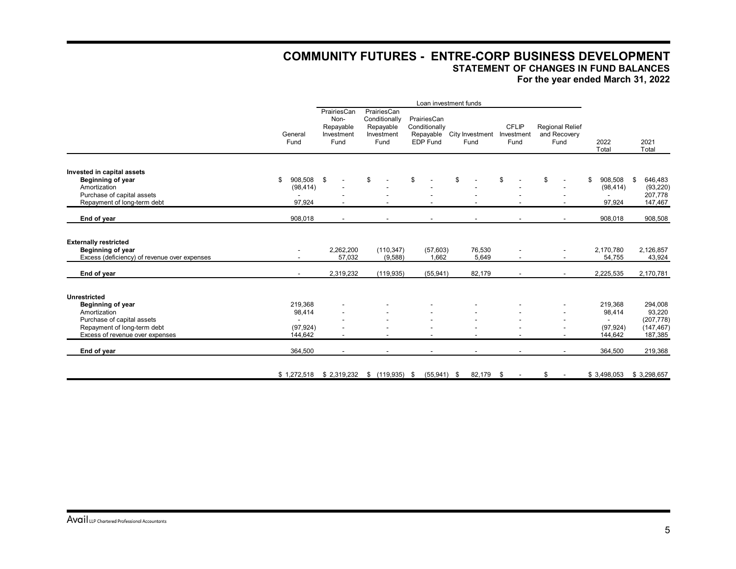# COMMUNITY FUTURES - ENTRE-CORP BUSINESS DEVELOPMENT

## STATEMENT OF CHANGES IN FUND BALANCES

### For the year ended March 31, 2022

| | General Fund | Loan investment funds | | | | | | | | |
|---|---|---|---|---|---|---|---|---|---|---|
| | | PrairiesCan Non-Repayable Investment Fund | PrairiesCan Conditionally Repayable Investment Fund | PrairiesCan Conditionally Repayable EDP Fund | City Investment Fund | CFLIP Investment Fund | Regional Relief and Recovery Fund | 2022 Total | 2021 Total |
| **Invested in capital assets** | | | | | | | | | |
| **Beginning of year** | $ 908,508 | $ - | $ - | $ - | $ - | $ - | $ - | $ 908,508 | $ 646,483 |
| Amortization | (98,414) | - | - | - | - | - | - | (98,414) | (93,220) |
| Purchase of capital assets | - | - | - | - | - | - | - | - | 207,778 |
| Repayment of long-term debt | 97,924 | - | - | - | - | - | - | 97,924 | 147,467 |
| **End of year** | 908,018 | - | - | - | - | - | - | 908,018 | 908,508 |
| **Externally restricted** | | | | | | | | | |
| **Beginning of year** | - | 2,262,200 | (110,347) | (57,603) | 76,530 | - | - | 2,170,780 | 2,126,857 |
| Excess (deficiency) of revenue over expenses | - | 57,032 | (9,588) | 1,662 | 5,649 | - | - | 54,755 | 43,924 |
| **End of year** | - | 2,319,232 | (119,935) | (55,941) | 82,179 | - | - | 2,225,535 | 2,170,781 |
| **Unrestricted** | | | | | | | | | |
| **Beginning of year** | 219,368 | - | - | - | - | - | - | 219,368 | 294,008 |
| Amortization | 98,414 | - | - | - | - | - | - | 98,414 | 93,220 |
| Purchase of capital assets | - | - | - | - | - | - | - | - | (207,778) |
| Repayment of long-term debt | (97,924) | - | - | - | - | - | - | (97,924) | (147,467) |
| Excess of revenue over expenses | 144,642 | - | - | - | - | - | - | 144,642 | 187,385 |
| **End of year** | 364,500 | - | - | - | - | - | - | 364,500 | 219,368 |
| | $ 1,272,518 | $ 2,319,232 | $ (119,935) | $ (55,941) | $ 82,179 | $ - | $ - | $ 3,498,053 | $ 3,298,657 |

Avail LLP Chartered Professional Accountants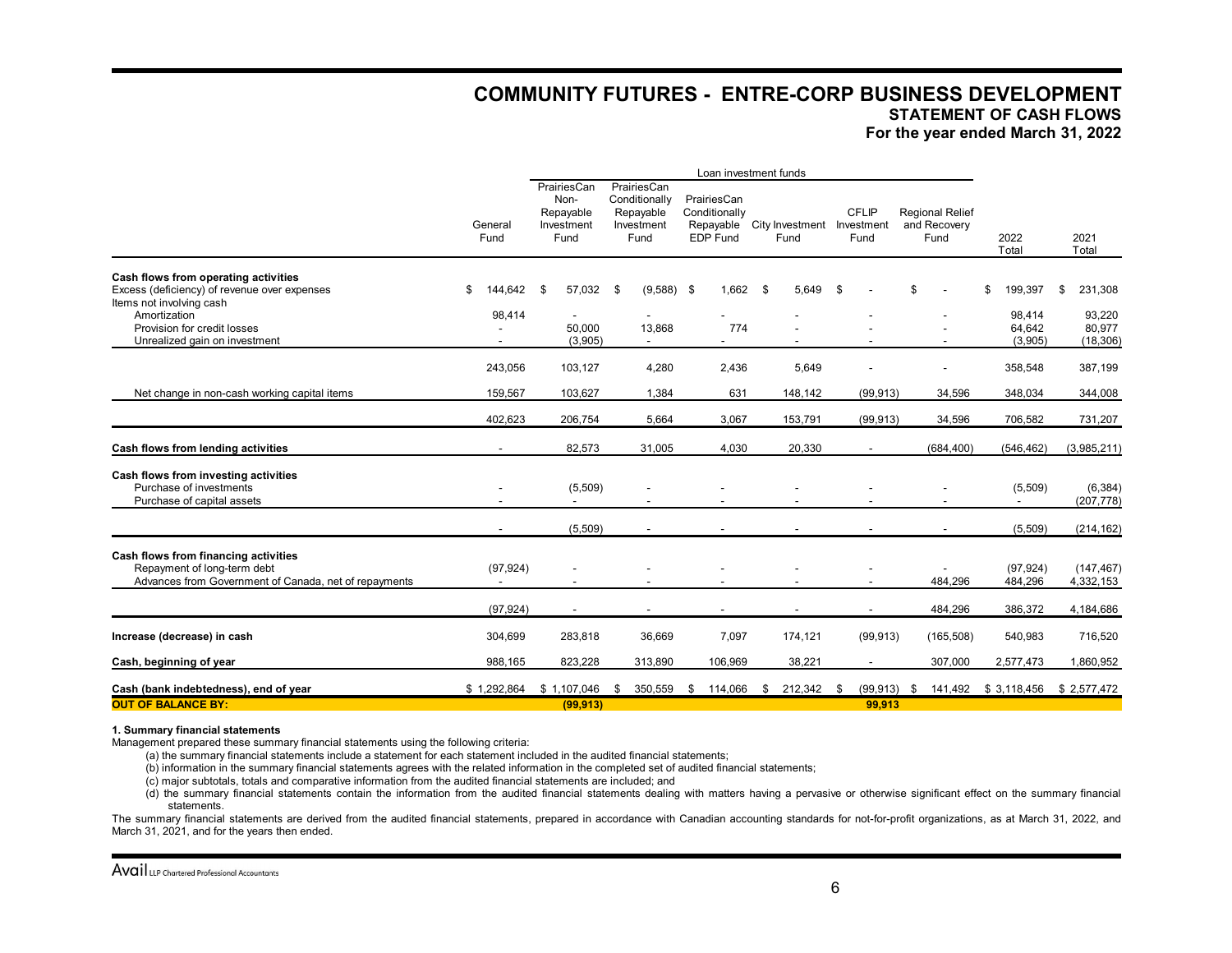# COMMUNITY FUTURES - ENTRE-CORP BUSINESS DEVELOPMENT

## STATEMENT OF CASH FLOWS

### For the year ended March 31, 2022

| | General Fund | Loan investment funds | | | | | | | | |
|---|---|---|---|---|---|---|---|---|---|---|
| | | PrairiesCan Non-Repayable Investment Fund | PrairiesCan Conditionally Repayable Investment Fund | PrairiesCan Conditionally Repayable EDP Fund | City Investment Fund | CFLIP Investment Fund | Regional Relief and Recovery Fund | 2022 Total | 2021 Total |
| **Cash flows from operating activities** | | | | | | | | | |
| Excess (deficiency) of revenue over expenses | $ 144,642 | $ 57,032 | $ (9,588) | $ 1,662 | $ 5,649 | $ - | $ - | $ 199,397 | $ 231,308 |
| Items not involving cash | | | | | | | | | |
| Amortization | 98,414 | - | - | - | - | - | - | 98,414 | 93,220 |
| Provision for credit losses | - | 50,000 | 13,868 | 774 | - | - | - | 64,642 | 80,977 |
| Unrealized gain on investment | - | (3,905) | - | - | - | - | - | (3,905) | (18,306) |
| | 243,056 | 103,127 | 4,280 | 2,436 | 5,649 | - | - | 358,548 | 387,199 |
| Net change in non-cash working capital items | 159,567 | 103,627 | 1,384 | 631 | 148,142 | (99,913) | 34,596 | 348,034 | 344,008 |
| | 402,623 | 206,754 | 5,664 | 3,067 | 153,791 | (99,913) | 34,596 | 706,582 | 731,207 |
| **Cash flows from lending activities** | - | 82,573 | 31,005 | 4,030 | 20,330 | - | (684,400) | (546,462) | (3,985,211) |
| **Cash flows from investing activities** | | | | | | | | | |
| Purchase of investments | - | (5,509) | - | - | - | - | - | (5,509) | (6,384) |
| Purchase of capital assets | - | - | - | - | - | - | - | - | (207,778) |
| | - | (5,509) | - | - | - | - | - | (5,509) | (214,162) |
| **Cash flows from financing activities** | | | | | | | | | |
| Repayment of long-term debt | (97,924) | - | - | - | - | - | - | (97,924) | (147,467) |
| Advances from Government of Canada, net of repayments | - | - | - | - | - | - | 484,296 | 484,296 | 4,332,153 |
| | (97,924) | - | - | - | - | - | 484,296 | 386,372 | 4,184,686 |
| **Increase (decrease) in cash** | 304,699 | 283,818 | 36,669 | 7,097 | 174,121 | (99,913) | (165,508) | 540,983 | 716,520 |
| **Cash, beginning of year** | 988,165 | 823,228 | 313,890 | 106,969 | 38,221 | - | 307,000 | 2,577,473 | 1,860,952 |
| **Cash (bank indebtedness), end of year** | $ 1,292,864 | $ 1,107,046 | $ 350,559 | $ 114,066 | $ 212,342 | $ (99,913) | $ 141,492 | $ 3,118,456 | $ 2,577,472 |
| **OUT OF BALANCE BY:** | | **(99,913)** | | | | **99,913** | | | |

**1. Summary financial statements**

Management prepared these summary financial statements using the following criteria:

(a) the summary financial statements include a statement for each statement included in the audited financial statements;

(b) information in the summary financial statements agrees with the related information in the completed set of audited financial statements;

(c) major subtotals, totals and comparative information from the audited financial statements are included; and

(d) the summary financial statements contain the information from the audited financial statements dealing with matters having a pervasive or otherwise significant effect on the summary financial statements.

The summary financial statements are derived from the audited financial statements, prepared in accordance with Canadian accounting standards for not-for-profit organizations, as at March 31, 2022, and March 31, 2021, and for the years then ended.

Avail LLP Chartered Professional Accountants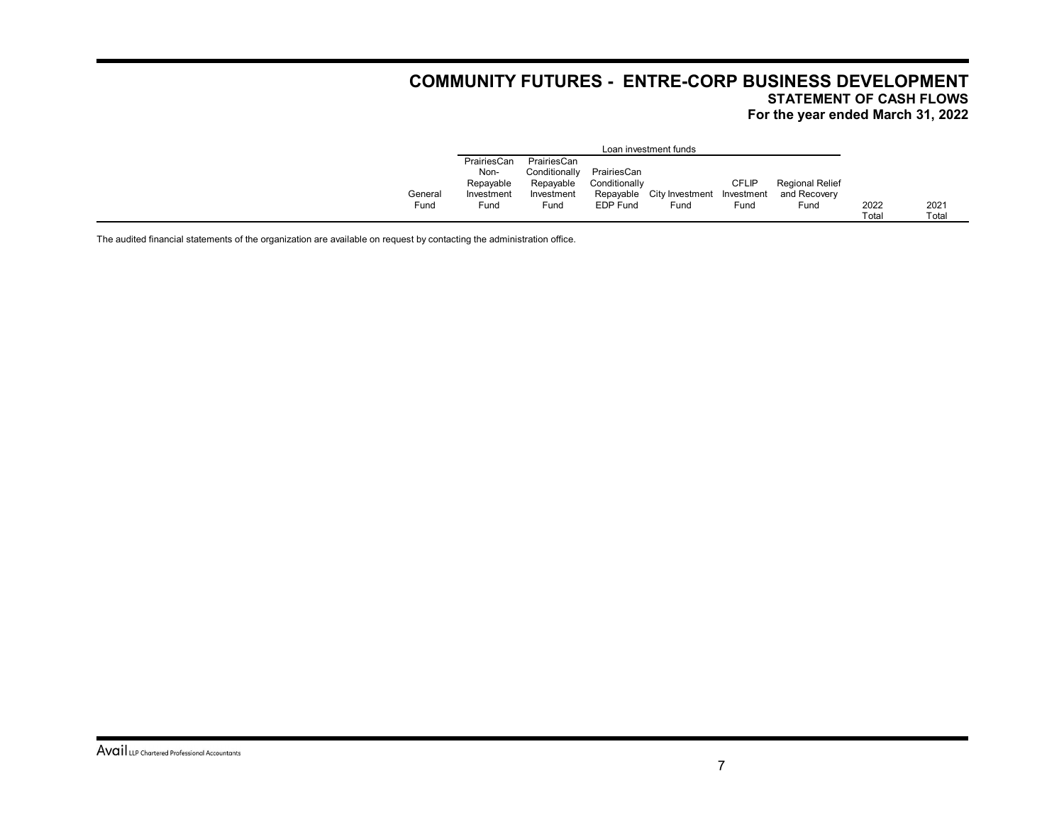# COMMUNITY FUTURES - ENTRE-CORP BUSINESS DEVELOPMENT

## STATEMENT OF CASH FLOWS

### For the year ended March 31, 2022

| | | Loan investment funds | | | | | | | |
|---|---|---|---|---|---|---|---|---|---|
| | General Fund | PrairiesCan Non-Repayable Investment Fund | PrairiesCan Conditionally Repayable Investment Fund | PrairiesCan Conditionally Repayable EDP Fund | City Investment Fund | CFLIP Investment Fund | Regional Relief and Recovery Fund | 2022 Total | 2021 Total |

The audited financial statements of the organization are available on request by contacting the administration office.

Avail LLP Chartered Professional Accountants